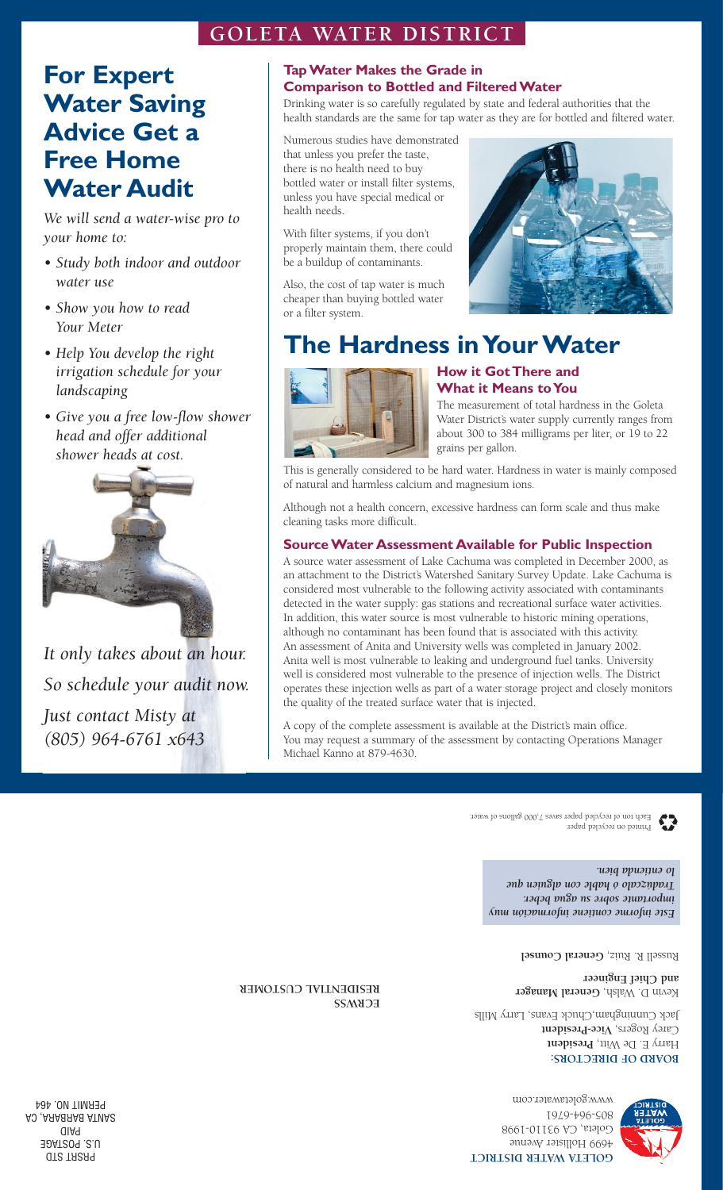# GOLETA WATER DISTRICT

## For Expert Water Saving Advice Get a Free Home Water Audit

*We will send a water-wise pro to your home to:*

- *Study both indoor and outdoor water use*
- *Show you how to read Your Meter*
- *Help You develop the right irrigation schedule for your landscaping*
- *Give you a free low-flow shower head and offer additional shower heads at cost.*

*It only takes about an hour. So schedule your audit now. Just contact Misty at (805) 964-6761 x643*

### Tap Water Makes the Grade in Comparison to Bottled and Filtered Water

Drinking water is so carefully regulated by state and federal authorities that the health standards are the same for tap water as they are for bottled and filtered water.

Numerous studies have demonstrated that unless you prefer the taste, there is no health need to buy bottled water or install filter systems, unless you have special medical or health needs.

With filter systems, if you don't properly maintain them, there could be a buildup of contaminants.

Also, the cost of tap water is much cheaper than buying bottled water or a filter system.

## The Hardness in Your Water

### How it Got There and What it Means to You

The measurement of total hardness in the Goleta Water District's water supply currently ranges from about 300 to 384 milligrams per liter, or 19 to 22 grains per gallon.

This is generally considered to be hard water. Hardness in water is mainly composed of natural and harmless calcium and magnesium ions.

Although not a health concern, excessive hardness can form scale and thus make cleaning tasks more difficult.

### Source Water Assessment Available for Public Inspection

A source water assessment of Lake Cachuma was completed in December 2000, as an attachment to the District's Watershed Sanitary Survey Update. Lake Cachuma is considered most vulnerable to the following activity associated with contaminants detected in the water supply: gas stations and recreational surface water activities. In addition, this water source is most vulnerable to historic mining operations, although no contaminant has been found that is associated with this activity. An assessment of Anita and University wells was completed in January 2002. Anita well is most vulnerable to leaking and underground fuel tanks. University well is considered most vulnerable to the presence of injection wells. The District operates these injection wells as part of a water storage project and closely monitors the quality of the treated surface water that is injected.

A copy of the complete assessment is available at the District's main office. You may request a summary of the assessment by contacting Operations Manager Michael Kanno at 879-4630.

---

**GOLETA WATER DISTRICT**
4699 Hollister Avenue
Goleta, CA 93110-1998
805-964-6761
www.goletawater.com

**BOARD OF DIRECTORS:**
Harry E. De Witt, **President**
Carey Rogers, **Vice-President**
Jack Cunningham, Chuck Evans, Larry Mills

Kevin D. Walsh, **General Manager and Chief Engineer**

Russell R. Ruiz, **General Counsel**

***Este informe contiene información muy importante sobre su agua beber. Tradúzcalo ó hable con alguien que lo entienda bien.***

Printed on recycled paper
Each ton of recycled paper saves 7,000 gallons of water.

ECRWSS
RESIDENTIAL CUSTOMER

PRSRT STD
U.S. POSTAGE
PAID
SANTA BARBARA, CA
PERMIT NO. 464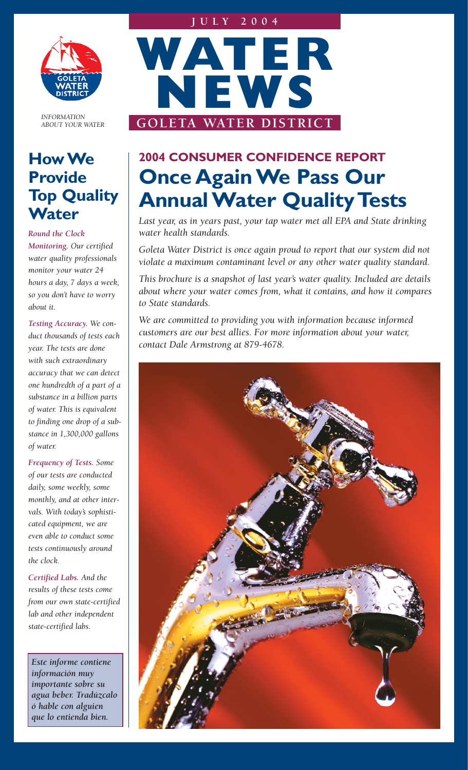JULY 2004

# WATER NEWS

## GOLETA WATER DISTRICT

GOLETA WATER DISTRICT

*INFORMATION ABOUT YOUR WATER*

## How We Provide Top Quality Water

***Round the Clock Monitoring.*** *Our certified water quality professionals monitor your water 24 hours a day, 7 days a week, so you don't have to worry about it.*

***Testing Accuracy.*** *We conduct thousands of tests each year. The tests are done with such extraordinary accuracy that we can detect one hundredth of a part of a substance in a billion parts of water. This is equivalent to finding one drop of a substance in 1,300,000 gallons of water.*

***Frequency of Tests.*** *Some of our tests are conducted daily, some weekly, some monthly, and at other intervals. With today's sophisticated equipment, we are even able to conduct some tests continuously around the clock.*

***Certified Labs.*** *And the results of these tests come from our own state-certified lab and other independent state-certified labs.*

***Este informe contiene información muy importante sobre su agua beber. Tradúzcalo ó hable con alguien que lo entienda bien.***

## 2004 CONSUMER CONFIDENCE REPORT

# Once Again We Pass Our Annual Water Quality Tests

*Last year, as in years past, your tap water met all EPA and State drinking water health standards.*

*Goleta Water District is once again proud to report that our system did not violate a maximum contaminant level or any other water quality standard.*

*This brochure is a snapshot of last year's water quality. Included are details about where your water comes from, what it contains, and how it compares to State standards.*

*We are committed to providing you with information because informed customers are our best allies. For more information about your water, contact Dale Armstrong at 879-4678.*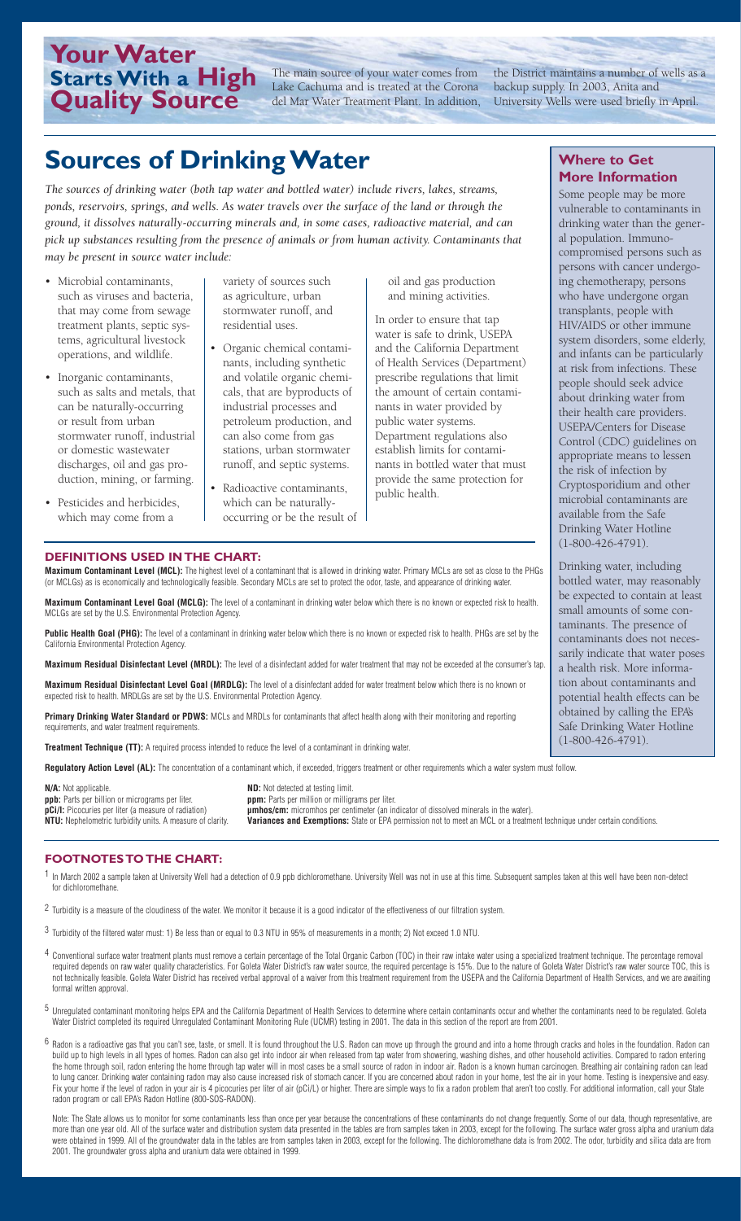# Your Water Starts With a High Quality Source

The main source of your water comes from Lake Cachuma and is treated at the Corona del Mar Water Treatment Plant. In addition, the District maintains a number of wells as a backup supply. In 2003, Anita and University Wells were used briefly in April.

# Sources of Drinking Water

*The sources of drinking water (both tap water and bottled water) include rivers, lakes, streams, ponds, reservoirs, springs, and wells. As water travels over the surface of the land or through the ground, it dissolves naturally-occurring minerals and, in some cases, radioactive material, and can pick up substances resulting from the presence of animals or from human activity. Contaminants that may be present in source water include:*

- Microbial contaminants, such as viruses and bacteria, that may come from sewage treatment plants, septic systems, agricultural livestock operations, and wildlife.
- Inorganic contaminants, such as salts and metals, that can be naturally-occurring or result from urban stormwater runoff, industrial or domestic wastewater discharges, oil and gas production, mining, or farming.
- Pesticides and herbicides, which may come from a variety of sources such as agriculture, urban stormwater runoff, and residential uses.
- Organic chemical contaminants, including synthetic and volatile organic chemicals, that are byproducts of industrial processes and petroleum production, and can also come from gas stations, urban stormwater runoff, and septic systems.
- Radioactive contaminants, which can be naturally-occurring or be the result of oil and gas production and mining activities.

In order to ensure that tap water is safe to drink, USEPA and the California Department of Health Services (Department) prescribe regulations that limit the amount of certain contaminants in water provided by public water systems. Department regulations also establish limits for contaminants in bottled water that must provide the same protection for public health.

## Where to Get More Information

Some people may be more vulnerable to contaminants in drinking water than the general population. Immuno-compromised persons such as persons with cancer undergoing chemotherapy, persons who have undergone organ transplants, people with HIV/AIDS or other immune system disorders, some elderly, and infants can be particularly at risk from infections. These people should seek advice about drinking water from their health care providers. USEPA/Centers for Disease Control (CDC) guidelines on appropriate means to lessen the risk of infection by Cryptosporidium and other microbial contaminants are available from the Safe Drinking Water Hotline (1-800-426-4791).

Drinking water, including bottled water, may reasonably be expected to contain at least small amounts of some contaminants. The presence of contaminants does not necessarily indicate that water poses a health risk. More information about contaminants and potential health effects can be obtained by calling the EPA's Safe Drinking Water Hotline (1-800-426-4791).

## DEFINITIONS USED IN THE CHART:

**Maximum Contaminant Level (MCL):** The highest level of a contaminant that is allowed in drinking water. Primary MCLs are set as close to the PHGs (or MCLGs) as is economically and technologically feasible. Secondary MCLs are set to protect the odor, taste, and appearance of drinking water.

**Maximum Contaminant Level Goal (MCLG):** The level of a contaminant in drinking water below which there is no known or expected risk to health. MCLGs are set by the U.S. Environmental Protection Agency.

**Public Health Goal (PHG):** The level of a contaminant in drinking water below which there is no known or expected risk to health. PHGs are set by the California Environmental Protection Agency.

**Maximum Residual Disinfectant Level (MRDL):** The level of a disinfectant added for water treatment that may not be exceeded at the consumer's tap.

**Maximum Residual Disinfectant Level Goal (MRDLG):** The level of a disinfectant added for water treatment below which there is no known or expected risk to health. MRDLGs are set by the U.S. Environmental Protection Agency.

**Primary Drinking Water Standard or PDWS:** MCLs and MRDLs for contaminants that affect health along with their monitoring and reporting requirements, and water treatment requirements.

**Treatment Technique (TT):** A required process intended to reduce the level of a contaminant in drinking water.

**Regulatory Action Level (AL):** The concentration of a contaminant which, if exceeded, triggers treatment or other requirements which a water system must follow.

**N/A:** Not applicable.
**ppb:** Parts per billion or micrograms per liter.
**pCi/l:** Picocuries per liter (a measure of radiation)
**NTU:** Nephelometric turbidity units. A measure of clarity.
**ND:** Not detected at testing limit.
**ppm:** Parts per million or milligrams per liter.
**µmhos/cm:** micromhos per centimeter (an indicator of dissolved minerals in the water).
**Variances and Exemptions:** State or EPA permission not to meet an MCL or a treatment technique under certain conditions.

## FOOTNOTES TO THE CHART:

[1] In March 2002 a sample taken at University Well had a detection of 0.9 ppb dichloromethane. University Well was not in use at this time. Subsequent samples taken at this well have been non-detect for dichloromethane.

[2] Turbidity is a measure of the cloudiness of the water. We monitor it because it is a good indicator of the effectiveness of our filtration system.

[3] Turbidity of the filtered water must: 1) Be less than or equal to 0.3 NTU in 95% of measurements in a month; 2) Not exceed 1.0 NTU.

[4] Conventional surface water treatment plants must remove a certain percentage of the Total Organic Carbon (TOC) in their raw intake water using a specialized treatment technique. The percentage removal required depends on raw water quality characteristics. For Goleta Water District's raw water source, the required percentage is 15%. Due to the nature of Goleta Water District's raw water source TOC, this is not technically feasible. Goleta Water District has received verbal approval of a waiver from this treatment requirement from the USEPA and the California Department of Health Services, and we are awaiting formal written approval.

[5] Unregulated contaminant monitoring helps EPA and the California Department of Health Services to determine where certain contaminants occur and whether the contaminants need to be regulated. Goleta Water District completed its required Unregulated Contaminant Monitoring Rule (UCMR) testing in 2001. The data in this section of the report are from 2001.

[6] Radon is a radioactive gas that you can't see, taste, or smell. It is found throughout the U.S. Radon can move up through the ground and into a home through cracks and holes in the foundation. Radon can build up to high levels in all types of homes. Radon can also get into indoor air when released from tap water from showering, washing dishes, and other household activities. Compared to radon entering the home through soil, radon entering the home through tap water will in most cases be a small source of radon in indoor air. Radon is a known human carcinogen. Breathing air containing radon can lead to lung cancer. Drinking water containing radon may also cause increased risk of stomach cancer. If you are concerned about radon in your home, test the air in your home. Testing is inexpensive and easy. Fix your home if the level of radon in your air is 4 picocuries per liter of air (pCi/L) or higher. There are simple ways to fix a radon problem that aren't too costly. For additional information, call your State radon program or call EPA's Radon Hotline (800-SOS-RADON).

Note: The State allows us to monitor for some contaminants less than once per year because the concentrations of these contaminants do not change frequently. Some of our data, though representative, are more than one year old. All of the surface water and distribution system data presented in the tables are from samples taken in 2003, except for the following. The surface water gross alpha and uranium data were obtained in 1999. All of the groundwater data in the tables are from samples taken in 2003, except for the following. The dichloromethane data is from 2002. The odor, turbidity and silica data are from 2001. The groundwater gross alpha and uranium data were obtained in 1999.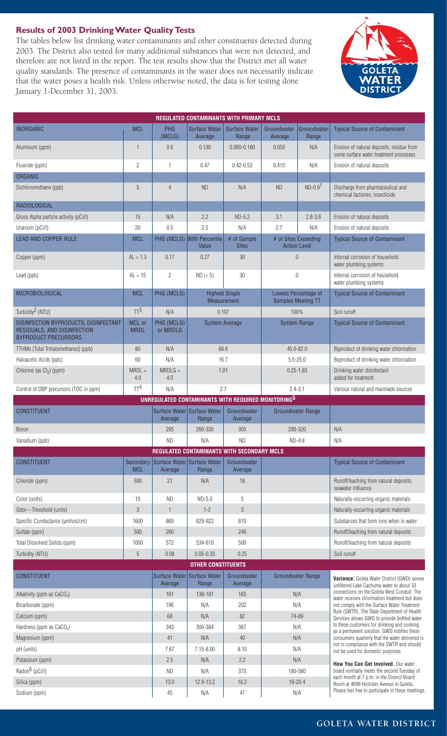## Results of 2003 Drinking Water Quality Tests

The tables below list drinking water contaminants and other constituents detected during 2003. The District also tested for many additional substances that were not detected, and therefore are not listed in the report. The test results show that the District met all water quality standards. The presence of contaminants in the water does not necessarily indicate that the water poses a health risk. Unless otherwise noted, the data is for testing done January 1-December 31, 2003.

GOLETA WATER DISTRICT

**REGULATED CONTAMINANTS WITH PRIMARY MCLS**

| INORGANIC | MCL | PHG (MCLG) | Surface Water Average | Surface Water Range | Groundwater Average | Groundwater Range | Typical Source of Contaminant |
|---|---|---|---|---|---|---|---|
| Aluminum (ppm) | 1 | 0.6 | 0.130 | 0.060-0.180 | 0.050 | N/A | Erosion of natural deposits; residue from some surface water treatment processes |
| Fluoride (ppm) | 2 | 1 | 0.47 | 0.42-0.53 | 0.410 | N/A | Erosion of natural deposits |
| ORGANIC | | | | | | | |
| Dichloromethane (ppb) | 5 | 4 | ND | N/A | ND | ND-0.9[1] | Discharge from pharmaceutical and chemical factories; insecticide |
| RADIOLOGICAL | | | | | | | |
| Gross Alpha particle activity (pCi/l) | 15 | N/A | 2.2 | ND-5.2 | 3.1 | 2.8-3.6 | Erosion of natural deposits |
| Uranium (pCi/l) | 20 | 0.5 | 2.5 | N/A | 2.7 | N/A | Erosion of natural deposits |

| LEAD AND COPPER RULE | MCL | PHG (MCLG) | 90th Percentile Value | # of Sample Sites | # of Sites Exceeding Action Level | Typical Source of Contaminant |
|---|---|---|---|---|---|---|
| Copper (ppm) | AL = 1.3 | 0.17 | 0.27 | 30 | 0 | Internal corrosion of household water plumbing systems |
| Lead (ppb) | AL = 15 | 2 | ND (< 5) | 30 | 0 | Internal corrosion of household water plumbing systems |

| MICROBIOLOGICAL | MCL | PHG (MCLG) | Highest Single Measurement | Lowest Percentage of Samples Meeting TT | Typical Source of Contaminant |
|---|---|---|---|---|---|
| Turbidity[2] (NTU) | TT[3] | N/A | 0.107 | 100% | Soil runoff |

| DISINFECTION BYPRODUCTS, DISINFECTANT RESIDUALS, AND DISINFECTION BYPRODUCT PRECURSORS | MCL or MRDL | PHG (MCLG) or MRDLG | System Average | System Range | Typical Source of Contaminant |
|---|---|---|---|---|---|
| TTHMs [Total Trihalomethanes] (ppb) | 80 | N/A | 66.6 | 45.0-82.0 | Byproduct of drinking water chlorination |
| Haloacetic Acids (ppb) | 60 | N/A | 16.7 | 5.5-25.0 | Byproduct of drinking water chlorination |
| Chlorine (as $Cl_2$) (ppm) | MRDL = 4.0 | MRDLG = 4.0 | 1.01 | 0.25-1.83 | Drinking water disinfectant added for treatment |
| Control of DBP precursors (TOC in ppm) | TT[4] | N/A | 2.7 | 2.4-3.1 | Various natural and manmade sources |

**UNREGULATED CONTAMINANTS WITH REQUIRED MONITORING[5]**

| CONSTITUENT | Surface Water Average | Surface Water Range | Groundwater Average | Groundwater Range | |
|---|---|---|---|---|---|
| Boron | 295 | 260-330 | 305 | 290-320 | N/A |
| Vanadium (ppb) | ND | N/A | ND | ND-4.8 | N/A |

**REGULATED CONTAMINANTS WITH SECONDARY MCLS**

| CONSTITUENT | Secondary MCL | Surface Water Average | Surface Water Range | Groundwater Average | Typical Source of Contaminant |
|---|---|---|---|---|---|
| Chloride (ppm) | 500 | 21 | N/A | 18 | Runoff/leaching from natural deposits; seawater influence |
| Color (units) | 15 | ND | ND-5.0 | 5 | Naturally-occurring organic materials |
| Odor---Threshold (units) | 3 | 1 | 1-2 | 3 | Naturally-occurring organic materials |
| Specific Conductance (μmhos/cm) | 1600 | 869 | 829-922 | 810 | Substances that form ions when in water |
| Sulfate (ppm) | 500 | 260 | | 240 | Runoff/leaching from natural deposits |
| Total Dissolved Solids (ppm) | 1000 | 572 | 534-610 | 500 | Runoff/leaching from natural deposits |
| Turbidity (NTU) | 5 | 0.08 | 0.05-0.33 | 0.25 | Soil runoff |

**OTHER CONSTITUENTS**

| CONSTITUENT | Surface Water Average | Surface Water Range | Groundwater Average | Groundwater Range |
|---|---|---|---|---|
| Alkalinity (ppm as $CaCO_3$) | 161 | 138-181 | 165 | N/A |
| Bicarbonate (ppm) | 196 | N/A | 202 | N/A |
| Calcium (ppm) | 68 | N/A | 82 | 74-89 |
| Hardness (ppm as $CaCO_3$) | 343 | 300-384 | 387 | N/A |
| Magnesium (ppm) | 41 | N/A | 40 | N/A |
| pH (units) | 7.67 | 7.15-8.00 | 8.10 | N/A |
| Potassium (ppm) | 2.5 | N/A | 2.2 | N/A |
| Radon[6] (pCi/l) | ND | N/A | 370 | 180-560 |
| Silica (ppm) | 13.0 | 12.9-13.2 | 18.2 | 16-20.4 |
| Sodium (ppm) | 45 | N/A | 47 | N/A |

**Variance:** Goleta Water District (GWD) serves unfiltered Lake Cachuma water to about 33 connections on the Goleta West Conduit. The water receives chlorination treatment but does not comply with the Surface Water Treatment Rule (SWTR). The State Department of Health Services allows GWD to provide bottled water to these customers for drinking and cooking as a permanent solution. GWD notifies these consumers quarterly that the water delivered is not in compliance with the SWTR and should not be used for domestic purposes.

**How You Can Get Involved.** Our water board normally meets the second Tuesday of each month at 7 p.m. in the District Board Room at 4699 Hollister Avenue in Goleta. Please feel free to participate in these meetings.